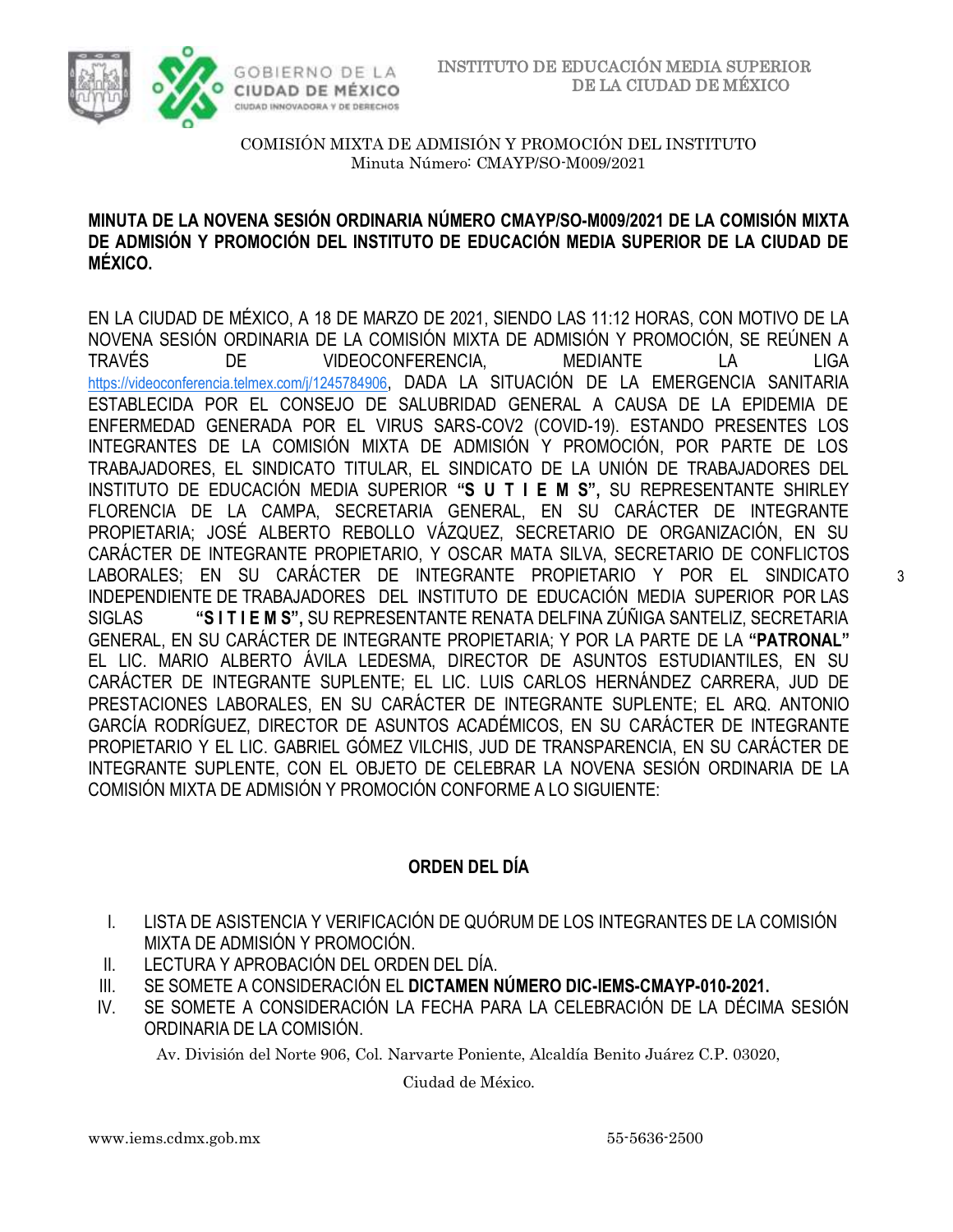INSTITUTO DE EDUCACIÓN MEDIA SUPERIOR DE LA CIUDAD DE MÉXICO

COMISIÓN MIXTA DE ADMISIÓN Y PROMOCIÓN DEL INSTITUTO
Minuta Número: CMAYP/SO-M009/2021

**MINUTA DE LA NOVENA SESIÓN ORDINARIA NÚMERO CMAYP/SO-M009/2021 DE LA COMISIÓN MIXTA DE ADMISIÓN Y PROMOCIÓN DEL INSTITUTO DE EDUCACIÓN MEDIA SUPERIOR DE LA CIUDAD DE MÉXICO.**

EN LA CIUDAD DE MÉXICO, A 18 DE MARZO DE 2021, SIENDO LAS 11:12 HORAS, CON MOTIVO DE LA NOVENA SESIÓN ORDINARIA DE LA COMISIÓN MIXTA DE ADMISIÓN Y PROMOCIÓN, SE REÚNEN A TRAVÉS DE VIDEOCONFERENCIA, MEDIANTE LA LIGA https://videoconferencia.telmex.com/j/1245784906, DADA LA SITUACIÓN DE LA EMERGENCIA SANITARIA ESTABLECIDA POR EL CONSEJO DE SALUBRIDAD GENERAL A CAUSA DE LA EPIDEMIA DE ENFERMEDAD GENERADA POR EL VIRUS SARS-COV2 (COVID-19). ESTANDO PRESENTES LOS INTEGRANTES DE LA COMISIÓN MIXTA DE ADMISIÓN Y PROMOCIÓN, POR PARTE DE LOS TRABAJADORES, EL SINDICATO TITULAR, EL SINDICATO DE LA UNIÓN DE TRABAJADORES DEL INSTITUTO DE EDUCACIÓN MEDIA SUPERIOR **"S U T I E M S",** SU REPRESENTANTE SHIRLEY FLORENCIA DE LA CAMPA, SECRETARIA GENERAL, EN SU CARÁCTER DE INTEGRANTE PROPIETARIA; JOSÉ ALBERTO REBOLLO VÁZQUEZ, SECRETARIO DE ORGANIZACIÓN, EN SU CARÁCTER DE INTEGRANTE PROPIETARIO, Y OSCAR MATA SILVA, SECRETARIO DE CONFLICTOS LABORALES; EN SU CARÁCTER DE INTEGRANTE PROPIETARIO Y POR EL SINDICATO INDEPENDIENTE DE TRABAJADORES DEL INSTITUTO DE EDUCACIÓN MEDIA SUPERIOR POR LAS SIGLAS **"S I T I E M S",** SU REPRESENTANTE RENATA DELFINA ZÚÑIGA SANTELIZ, SECRETARIA GENERAL, EN SU CARÁCTER DE INTEGRANTE PROPIETARIA; Y POR LA PARTE DE LA **"PATRONAL"** EL LIC. MARIO ALBERTO ÁVILA LEDESMA, DIRECTOR DE ASUNTOS ESTUDIANTILES, EN SU CARÁCTER DE INTEGRANTE SUPLENTE; EL LIC. LUIS CARLOS HERNÁNDEZ CARRERA, JUD DE PRESTACIONES LABORALES, EN SU CARÁCTER DE INTEGRANTE SUPLENTE; EL ARQ. ANTONIO GARCÍA RODRÍGUEZ, DIRECTOR DE ASUNTOS ACADÉMICOS, EN SU CARÁCTER DE INTEGRANTE PROPIETARIO Y EL LIC. GABRIEL GÓMEZ VILCHIS, JUD DE TRANSPARENCIA, EN SU CARÁCTER DE INTEGRANTE SUPLENTE, CON EL OBJETO DE CELEBRAR LA NOVENA SESIÓN ORDINARIA DE LA COMISIÓN MIXTA DE ADMISIÓN Y PROMOCIÓN CONFORME A LO SIGUIENTE:

## ORDEN DEL DÍA

I. LISTA DE ASISTENCIA Y VERIFICACIÓN DE QUÓRUM DE LOS INTEGRANTES DE LA COMISIÓN MIXTA DE ADMISIÓN Y PROMOCIÓN.
II. LECTURA Y APROBACIÓN DEL ORDEN DEL DÍA.
III. SE SOMETE A CONSIDERACIÓN EL **DICTAMEN NÚMERO DIC-IEMS-CMAYP-010-2021.**
IV. SE SOMETE A CONSIDERACIÓN LA FECHA PARA LA CELEBRACIÓN DE LA DÉCIMA SESIÓN ORDINARIA DE LA COMISIÓN.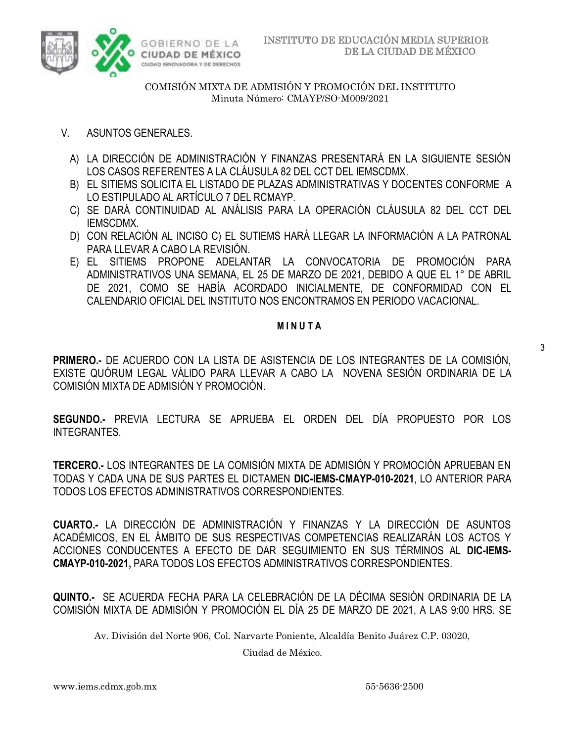V. ASUNTOS GENERALES.

A) LA DIRECCIÓN DE ADMINISTRACIÓN Y FINANZAS PRESENTARÁ EN LA SIGUIENTE SESIÓN LOS CASOS REFERENTES A LA CLÁUSULA 82 DEL CCT DEL IEMSCDMX.
B) EL SITIEMS SOLICITA EL LISTADO DE PLAZAS ADMINISTRATIVAS Y DOCENTES CONFORME A LO ESTIPULADO AL ARTÍCULO 7 DEL RCMAYP.
C) SE DARÁ CONTINUIDAD AL ANÁLISIS PARA LA OPERACIÓN CLÁUSULA 82 DEL CCT DEL IEMSCDMX.
D) CON RELACIÓN AL INCISO C) EL SUTIEMS HARÁ LLEGAR LA INFORMACIÓN A LA PATRONAL PARA LLEVAR A CABO LA REVISIÓN.
E) EL SITIEMS PROPONE ADELANTAR LA CONVOCATORIA DE PROMOCIÓN PARA ADMINISTRATIVOS UNA SEMANA, EL 25 DE MARZO DE 2021, DEBIDO A QUE EL 1° DE ABRIL DE 2021, COMO SE HABÍA ACORDADO INICIALMENTE, DE CONFORMIDAD CON EL CALENDARIO OFICIAL DEL INSTITUTO NOS ENCONTRAMOS EN PERIODO VACACIONAL.

**M I N U T A**

**PRIMERO.-** DE ACUERDO CON LA LISTA DE ASISTENCIA DE LOS INTEGRANTES DE LA COMISIÓN, EXISTE QUÓRUM LEGAL VÁLIDO PARA LLEVAR A CABO LA NOVENA SESIÓN ORDINARIA DE LA COMISIÓN MIXTA DE ADMISIÓN Y PROMOCIÓN.

**SEGUNDO.-** PREVIA LECTURA SE APRUEBA EL ORDEN DEL DÍA PROPUESTO POR LOS INTEGRANTES.

**TERCERO.-** LOS INTEGRANTES DE LA COMISIÓN MIXTA DE ADMISIÓN Y PROMOCIÓN APRUEBAN EN TODAS Y CADA UNA DE SUS PARTES EL DICTAMEN **DIC-IEMS-CMAYP-010-2021**, LO ANTERIOR PARA TODOS LOS EFECTOS ADMINISTRATIVOS CORRESPONDIENTES.

**CUARTO.-** LA DIRECCIÓN DE ADMINISTRACIÓN Y FINANZAS Y LA DIRECCIÓN DE ASUNTOS ACADÉMICOS, EN EL ÁMBITO DE SUS RESPECTIVAS COMPETENCIAS REALIZARÁN LOS ACTOS Y ACCIONES CONDUCENTES A EFECTO DE DAR SEGUIMIENTO EN SUS TÉRMINOS AL **DIC-IEMS-CMAYP-010-2021,** PARA TODOS LOS EFECTOS ADMINISTRATIVOS CORRESPONDIENTES.

**QUINTO.-** SE ACUERDA FECHA PARA LA CELEBRACIÓN DE LA DÉCIMA SESIÓN ORDINARIA DE LA COMISIÓN MIXTA DE ADMISIÓN Y PROMOCIÓN EL DÍA 25 DE MARZO DE 2021, A LAS 9:00 HRS. SE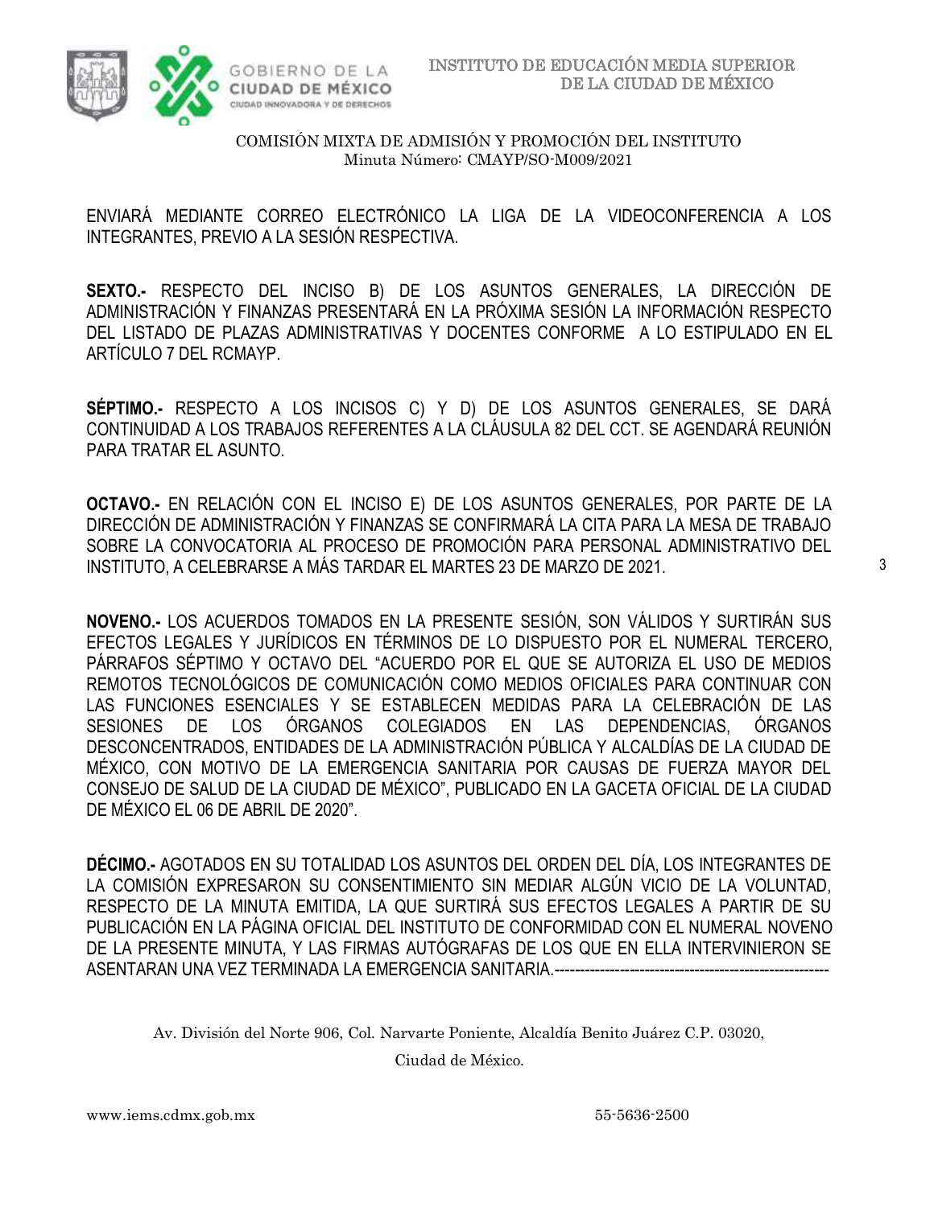ENVIARÁ MEDIANTE CORREO ELECTRÓNICO LA LIGA DE LA VIDEOCONFERENCIA A LOS INTEGRANTES, PREVIO A LA SESIÓN RESPECTIVA.

**SEXTO.-** RESPECTO DEL INCISO B) DE LOS ASUNTOS GENERALES, LA DIRECCIÓN DE ADMINISTRACIÓN Y FINANZAS PRESENTARÁ EN LA PRÓXIMA SESIÓN LA INFORMACIÓN RESPECTO DEL LISTADO DE PLAZAS ADMINISTRATIVAS Y DOCENTES CONFORME A LO ESTIPULADO EN EL ARTÍCULO 7 DEL RCMAYP.

**SÉPTIMO.-** RESPECTO A LOS INCISOS C) Y D) DE LOS ASUNTOS GENERALES, SE DARÁ CONTINUIDAD A LOS TRABAJOS REFERENTES A LA CLÁUSULA 82 DEL CCT. SE AGENDARÁ REUNIÓN PARA TRATAR EL ASUNTO.

**OCTAVO.-** EN RELACIÓN CON EL INCISO E) DE LOS ASUNTOS GENERALES, POR PARTE DE LA DIRECCIÓN DE ADMINISTRACIÓN Y FINANZAS SE CONFIRMARÁ LA CITA PARA LA MESA DE TRABAJO SOBRE LA CONVOCATORIA AL PROCESO DE PROMOCIÓN PARA PERSONAL ADMINISTRATIVO DEL INSTITUTO, A CELEBRARSE A MÁS TARDAR EL MARTES 23 DE MARZO DE 2021.

**NOVENO.-** LOS ACUERDOS TOMADOS EN LA PRESENTE SESIÓN, SON VÁLIDOS Y SURTIRÁN SUS EFECTOS LEGALES Y JURÍDICOS EN TÉRMINOS DE LO DISPUESTO POR EL NUMERAL TERCERO, PÁRRAFOS SÉPTIMO Y OCTAVO DEL "ACUERDO POR EL QUE SE AUTORIZA EL USO DE MEDIOS REMOTOS TECNOLÓGICOS DE COMUNICACIÓN COMO MEDIOS OFICIALES PARA CONTINUAR CON LAS FUNCIONES ESENCIALES Y SE ESTABLECEN MEDIDAS PARA LA CELEBRACIÓN DE LAS SESIONES DE LOS ÓRGANOS COLEGIADOS EN LAS DEPENDENCIAS, ÓRGANOS DESCONCENTRADOS, ENTIDADES DE LA ADMINISTRACIÓN PÚBLICA Y ALCALDÍAS DE LA CIUDAD DE MÉXICO, CON MOTIVO DE LA EMERGENCIA SANITARIA POR CAUSAS DE FUERZA MAYOR DEL CONSEJO DE SALUD DE LA CIUDAD DE MÉXICO", PUBLICADO EN LA GACETA OFICIAL DE LA CIUDAD DE MÉXICO EL 06 DE ABRIL DE 2020".

**DÉCIMO.-** AGOTADOS EN SU TOTALIDAD LOS ASUNTOS DEL ORDEN DEL DÍA, LOS INTEGRANTES DE LA COMISIÓN EXPRESARON SU CONSENTIMIENTO SIN MEDIAR ALGÚN VICIO DE LA VOLUNTAD, RESPECTO DE LA MINUTA EMITIDA, LA QUE SURTIRÁ SUS EFECTOS LEGALES A PARTIR DE SU PUBLICACIÓN EN LA PÁGINA OFICIAL DEL INSTITUTO DE CONFORMIDAD CON EL NUMERAL NOVENO DE LA PRESENTE MINUTA, Y LAS FIRMAS AUTÓGRAFAS DE LOS QUE EN ELLA INTERVINIERON SE ASENTARAN UNA VEZ TERMINADA LA EMERGENCIA SANITARIA.-------------------------------------------------------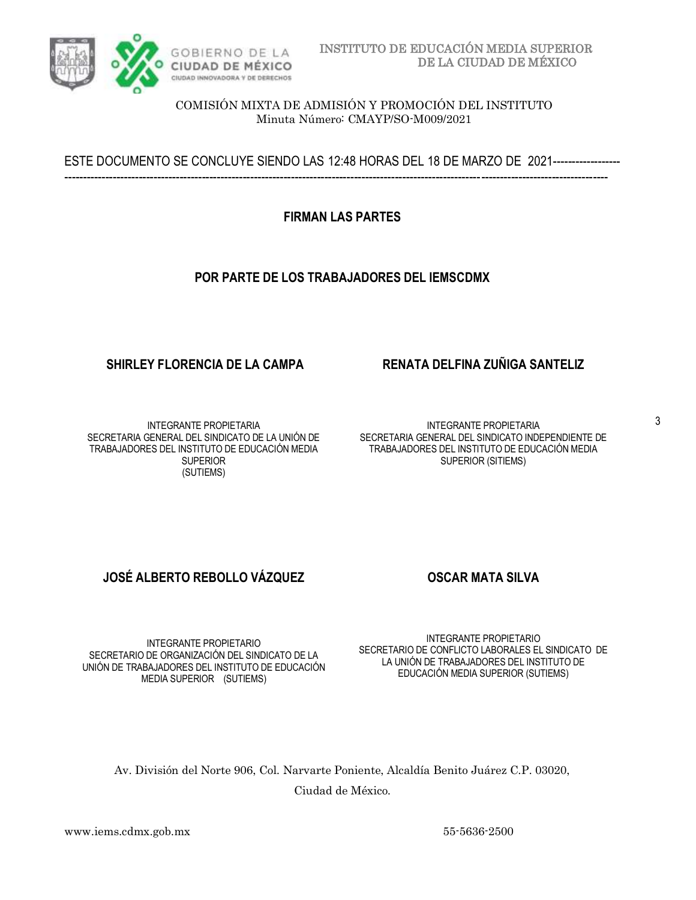ESTE DOCUMENTO SE CONCLUYE SIENDO LAS 12:48 HORAS DEL 18 DE MARZO DE 2021------------------
-----------------------------------------------------------------------------------------------------------------------------------------------

**FIRMAN LAS PARTES**

**POR PARTE DE LOS TRABAJADORES DEL IEMSCDMX**

**SHIRLEY FLORENCIA DE LA CAMPA**

INTEGRANTE PROPIETARIA
SECRETARIA GENERAL DEL SINDICATO DE LA UNIÓN DE TRABAJADORES DEL INSTITUTO DE EDUCACIÓN MEDIA SUPERIOR
(SUTIEMS)

**RENATA DELFINA ZUÑIGA SANTELIZ**

INTEGRANTE PROPIETARIA
SECRETARIA GENERAL DEL SINDICATO INDEPENDIENTE DE TRABAJADORES DEL INSTITUTO DE EDUCACIÓN MEDIA SUPERIOR (SITIEMS)

**JOSÉ ALBERTO REBOLLO VÁZQUEZ**

INTEGRANTE PROPIETARIO
SECRETARIO DE ORGANIZACIÓN DEL SINDICATO DE LA UNIÓN DE TRABAJADORES DEL INSTITUTO DE EDUCACIÓN MEDIA SUPERIOR (SUTIEMS)

**OSCAR MATA SILVA**

INTEGRANTE PROPIETARIO
SECRETARIO DE CONFLICTO LABORALES EL SINDICATO DE LA UNIÓN DE TRABAJADORES DEL INSTITUTO DE EDUCACIÓN MEDIA SUPERIOR (SUTIEMS)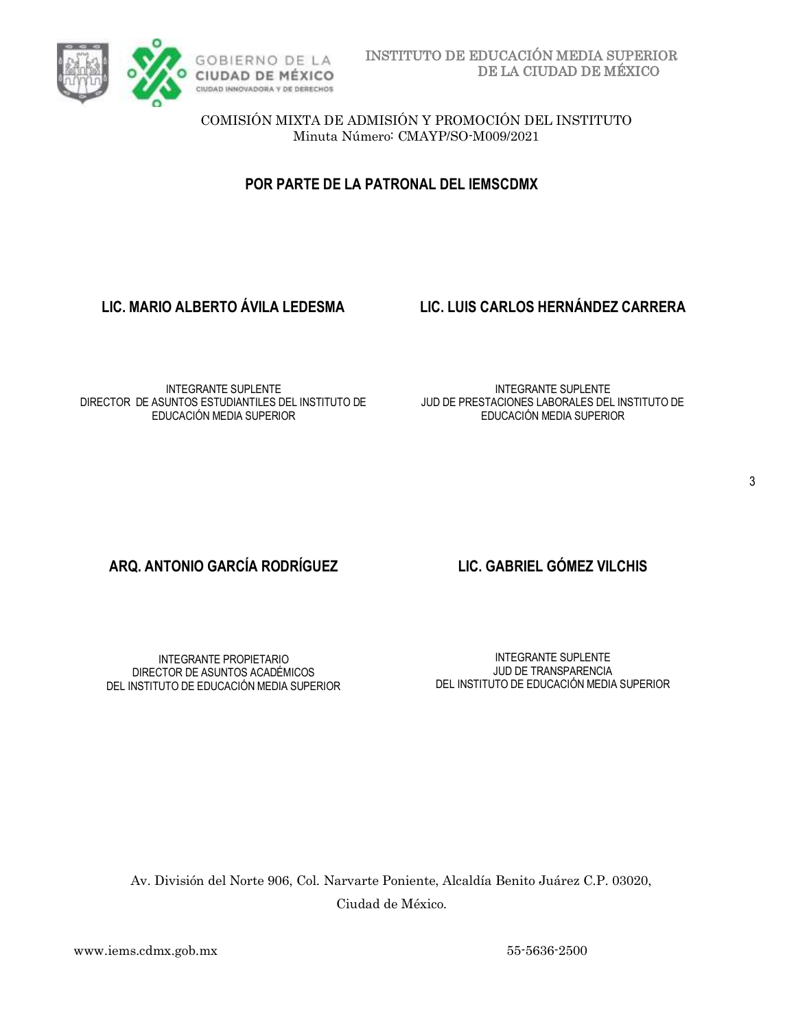**POR PARTE DE LA PATRONAL DEL IEMSCDMX**

**LIC. MARIO ALBERTO ÁVILA LEDESMA**

INTEGRANTE SUPLENTE
DIRECTOR DE ASUNTOS ESTUDIANTILES DEL INSTITUTO DE EDUCACIÓN MEDIA SUPERIOR

**LIC. LUIS CARLOS HERNÁNDEZ CARRERA**

INTEGRANTE SUPLENTE
JUD DE PRESTACIONES LABORALES DEL INSTITUTO DE EDUCACIÓN MEDIA SUPERIOR

**ARQ. ANTONIO GARCÍA RODRÍGUEZ**

INTEGRANTE PROPIETARIO
DIRECTOR DE ASUNTOS ACADÉMICOS
DEL INSTITUTO DE EDUCACIÓN MEDIA SUPERIOR

**LIC. GABRIEL GÓMEZ VILCHIS**

INTEGRANTE SUPLENTE
JUD DE TRANSPARENCIA
DEL INSTITUTO DE EDUCACIÓN MEDIA SUPERIOR